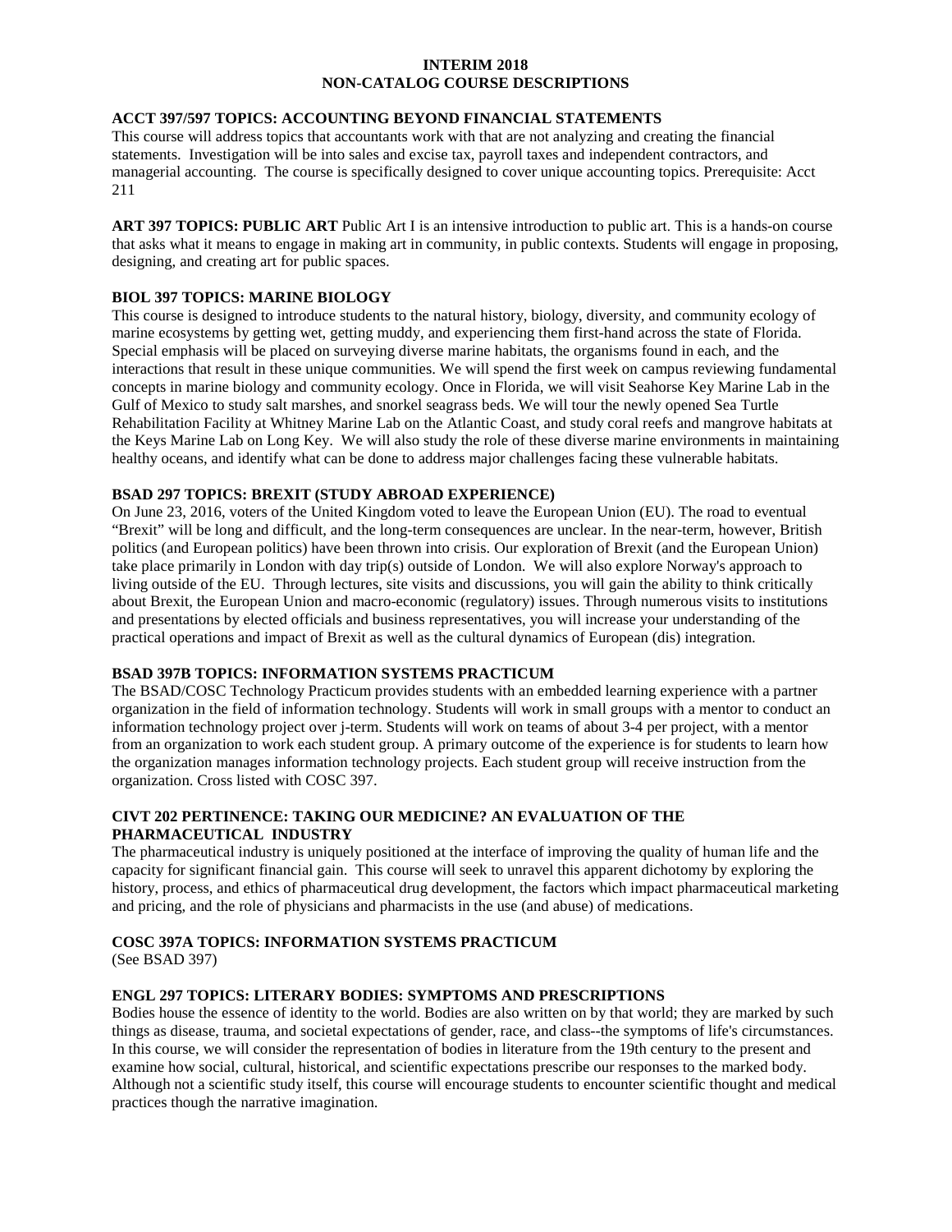# INTERIM 2018
# NON-CATALOG COURSE DESCRIPTIONS

**ACCT 397/597 TOPICS: ACCOUNTING BEYOND FINANCIAL STATEMENTS**

This course will address topics that accountants work with that are not analyzing and creating the financial statements. Investigation will be into sales and excise tax, payroll taxes and independent contractors, and managerial accounting. The course is specifically designed to cover unique accounting topics. Prerequisite: Acct 211

**ART 397 TOPICS: PUBLIC ART** Public Art I is an intensive introduction to public art. This is a hands-on course that asks what it means to engage in making art in community, in public contexts. Students will engage in proposing, designing, and creating art for public spaces.

**BIOL 397 TOPICS: MARINE BIOLOGY**

This course is designed to introduce students to the natural history, biology, diversity, and community ecology of marine ecosystems by getting wet, getting muddy, and experiencing them first-hand across the state of Florida. Special emphasis will be placed on surveying diverse marine habitats, the organisms found in each, and the interactions that result in these unique communities. We will spend the first week on campus reviewing fundamental concepts in marine biology and community ecology. Once in Florida, we will visit Seahorse Key Marine Lab in the Gulf of Mexico to study salt marshes, and snorkel seagrass beds. We will tour the newly opened Sea Turtle Rehabilitation Facility at Whitney Marine Lab on the Atlantic Coast, and study coral reefs and mangrove habitats at the Keys Marine Lab on Long Key. We will also study the role of these diverse marine environments in maintaining healthy oceans, and identify what can be done to address major challenges facing these vulnerable habitats.

**BSAD 297 TOPICS: BREXIT (STUDY ABROAD EXPERIENCE)**

On June 23, 2016, voters of the United Kingdom voted to leave the European Union (EU). The road to eventual "Brexit" will be long and difficult, and the long-term consequences are unclear. In the near-term, however, British politics (and European politics) have been thrown into crisis. Our exploration of Brexit (and the European Union) take place primarily in London with day trip(s) outside of London. We will also explore Norway's approach to living outside of the EU. Through lectures, site visits and discussions, you will gain the ability to think critically about Brexit, the European Union and macro-economic (regulatory) issues. Through numerous visits to institutions and presentations by elected officials and business representatives, you will increase your understanding of the practical operations and impact of Brexit as well as the cultural dynamics of European (dis) integration.

**BSAD 397B TOPICS: INFORMATION SYSTEMS PRACTICUM**

The BSAD/COSC Technology Practicum provides students with an embedded learning experience with a partner organization in the field of information technology. Students will work in small groups with a mentor to conduct an information technology project over j-term. Students will work on teams of about 3-4 per project, with a mentor from an organization to work each student group. A primary outcome of the experience is for students to learn how the organization manages information technology projects. Each student group will receive instruction from the organization. Cross listed with COSC 397.

**CIVT 202 PERTINENCE: TAKING OUR MEDICINE? AN EVALUATION OF THE PHARMACEUTICAL INDUSTRY**

The pharmaceutical industry is uniquely positioned at the interface of improving the quality of human life and the capacity for significant financial gain. This course will seek to unravel this apparent dichotomy by exploring the history, process, and ethics of pharmaceutical drug development, the factors which impact pharmaceutical marketing and pricing, and the role of physicians and pharmacists in the use (and abuse) of medications.

**COSC 397A TOPICS: INFORMATION SYSTEMS PRACTICUM**

(See BSAD 397)

**ENGL 297 TOPICS: LITERARY BODIES: SYMPTOMS AND PRESCRIPTIONS**

Bodies house the essence of identity to the world. Bodies are also written on by that world; they are marked by such things as disease, trauma, and societal expectations of gender, race, and class--the symptoms of life's circumstances. In this course, we will consider the representation of bodies in literature from the 19th century to the present and examine how social, cultural, historical, and scientific expectations prescribe our responses to the marked body. Although not a scientific study itself, this course will encourage students to encounter scientific thought and medical practices though the narrative imagination.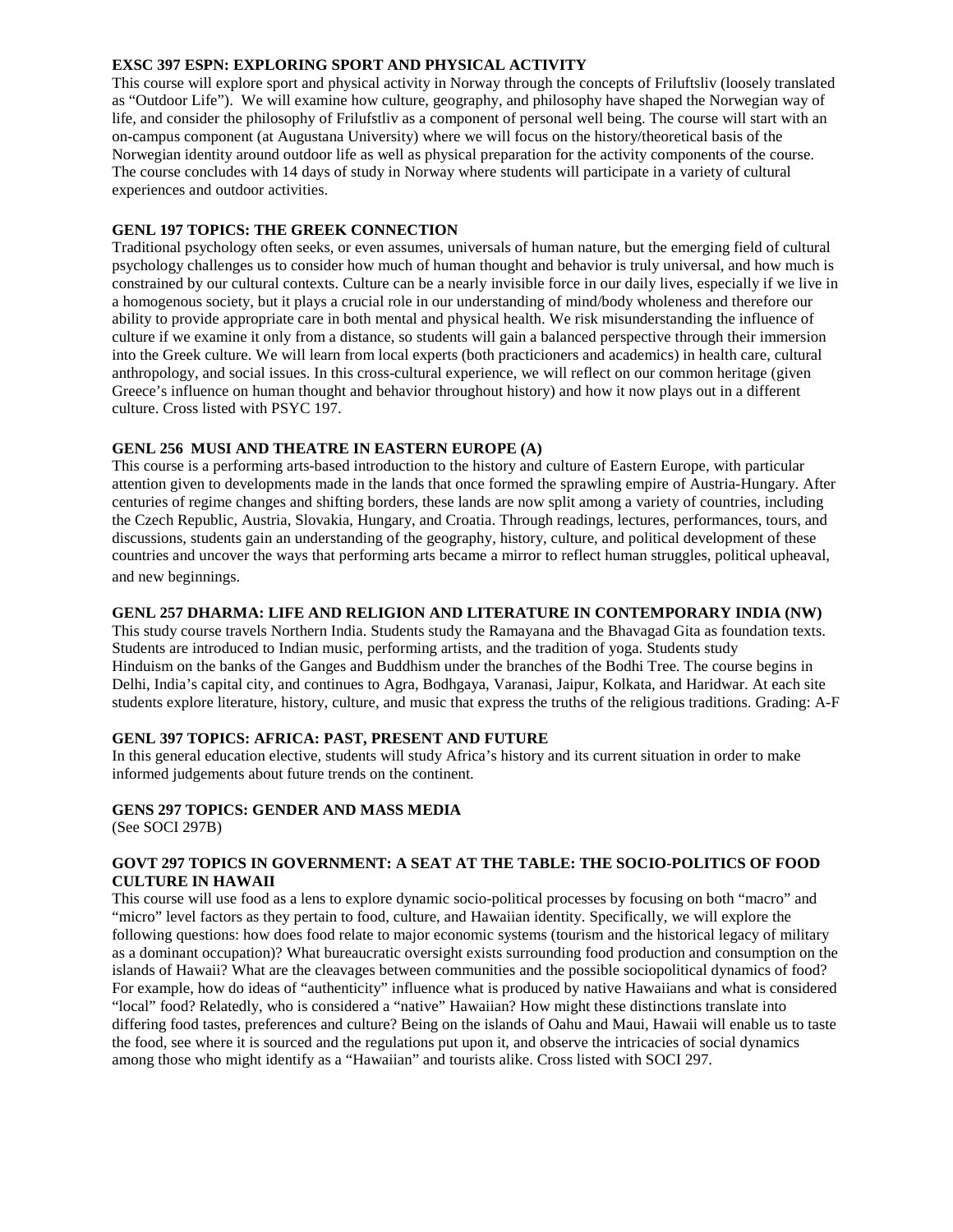**EXSC 397 ESPN: EXPLORING SPORT AND PHYSICAL ACTIVITY**

This course will explore sport and physical activity in Norway through the concepts of Friluftsliv (loosely translated as "Outdoor Life"). We will examine how culture, geography, and philosophy have shaped the Norwegian way of life, and consider the philosophy of Frilufstliv as a component of personal well being. The course will start with an on-campus component (at Augustana University) where we will focus on the history/theoretical basis of the Norwegian identity around outdoor life as well as physical preparation for the activity components of the course. The course concludes with 14 days of study in Norway where students will participate in a variety of cultural experiences and outdoor activities.

**GENL 197 TOPICS: THE GREEK CONNECTION**

Traditional psychology often seeks, or even assumes, universals of human nature, but the emerging field of cultural psychology challenges us to consider how much of human thought and behavior is truly universal, and how much is constrained by our cultural contexts. Culture can be a nearly invisible force in our daily lives, especially if we live in a homogenous society, but it plays a crucial role in our understanding of mind/body wholeness and therefore our ability to provide appropriate care in both mental and physical health. We risk misunderstanding the influence of culture if we examine it only from a distance, so students will gain a balanced perspective through their immersion into the Greek culture. We will learn from local experts (both practicioners and academics) in health care, cultural anthropology, and social issues. In this cross-cultural experience, we will reflect on our common heritage (given Greece's influence on human thought and behavior throughout history) and how it now plays out in a different culture. Cross listed with PSYC 197.

**GENL 256 MUSI AND THEATRE IN EASTERN EUROPE (A)**

This course is a performing arts-based introduction to the history and culture of Eastern Europe, with particular attention given to developments made in the lands that once formed the sprawling empire of Austria-Hungary. After centuries of regime changes and shifting borders, these lands are now split among a variety of countries, including the Czech Republic, Austria, Slovakia, Hungary, and Croatia. Through readings, lectures, performances, tours, and discussions, students gain an understanding of the geography, history, culture, and political development of these countries and uncover the ways that performing arts became a mirror to reflect human struggles, political upheaval, and new beginnings.

**GENL 257 DHARMA: LIFE AND RELIGION AND LITERATURE IN CONTEMPORARY INDIA (NW)**

This study course travels Northern India. Students study the Ramayana and the Bhavagad Gita as foundation texts. Students are introduced to Indian music, performing artists, and the tradition of yoga. Students study Hinduism on the banks of the Ganges and Buddhism under the branches of the Bodhi Tree. The course begins in Delhi, India's capital city, and continues to Agra, Bodhgaya, Varanasi, Jaipur, Kolkata, and Haridwar. At each site students explore literature, history, culture, and music that express the truths of the religious traditions. Grading: A-F

**GENL 397 TOPICS: AFRICA: PAST, PRESENT AND FUTURE**

In this general education elective, students will study Africa's history and its current situation in order to make informed judgements about future trends on the continent.

**GENS 297 TOPICS: GENDER AND MASS MEDIA**

(See SOCI 297B)

**GOVT 297 TOPICS IN GOVERNMENT: A SEAT AT THE TABLE: THE SOCIO-POLITICS OF FOOD CULTURE IN HAWAII**

This course will use food as a lens to explore dynamic socio-political processes by focusing on both "macro" and "micro" level factors as they pertain to food, culture, and Hawaiian identity. Specifically, we will explore the following questions: how does food relate to major economic systems (tourism and the historical legacy of military as a dominant occupation)? What bureaucratic oversight exists surrounding food production and consumption on the islands of Hawaii? What are the cleavages between communities and the possible sociopolitical dynamics of food? For example, how do ideas of "authenticity" influence what is produced by native Hawaiians and what is considered "local" food? Relatedly, who is considered a "native" Hawaiian? How might these distinctions translate into differing food tastes, preferences and culture? Being on the islands of Oahu and Maui, Hawaii will enable us to taste the food, see where it is sourced and the regulations put upon it, and observe the intricacies of social dynamics among those who might identify as a "Hawaiian" and tourists alike. Cross listed with SOCI 297.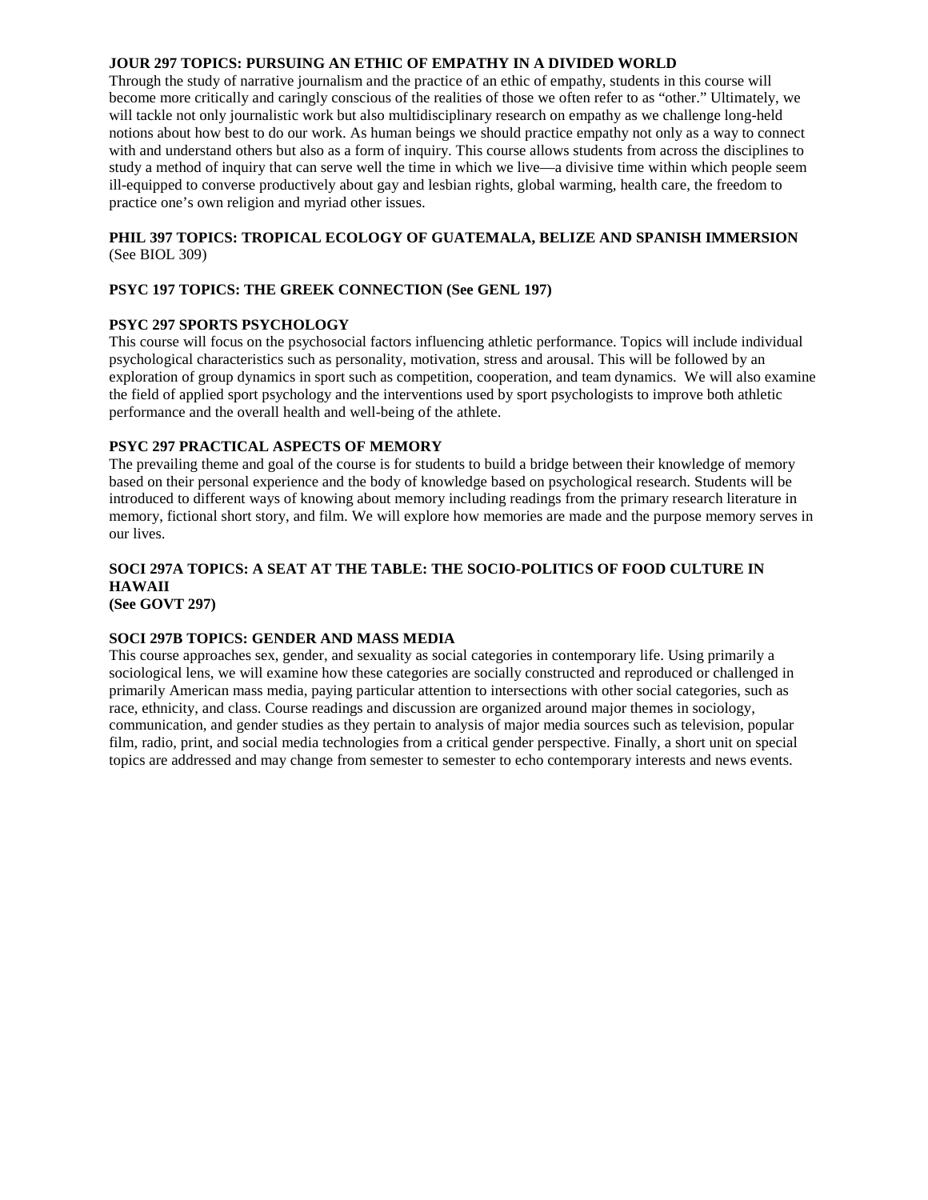**JOUR 297 TOPICS: PURSUING AN ETHIC OF EMPATHY IN A DIVIDED WORLD**
Through the study of narrative journalism and the practice of an ethic of empathy, students in this course will become more critically and caringly conscious of the realities of those we often refer to as "other." Ultimately, we will tackle not only journalistic work but also multidisciplinary research on empathy as we challenge long-held notions about how best to do our work. As human beings we should practice empathy not only as a way to connect with and understand others but also as a form of inquiry. This course allows students from across the disciplines to study a method of inquiry that can serve well the time in which we live—a divisive time within which people seem ill-equipped to converse productively about gay and lesbian rights, global warming, health care, the freedom to practice one's own religion and myriad other issues.

**PHIL 397 TOPICS: TROPICAL ECOLOGY OF GUATEMALA, BELIZE AND SPANISH IMMERSION**
(See BIOL 309)

**PSYC 197 TOPICS: THE GREEK CONNECTION (See GENL 197)**

**PSYC 297 SPORTS PSYCHOLOGY**
This course will focus on the psychosocial factors influencing athletic performance. Topics will include individual psychological characteristics such as personality, motivation, stress and arousal. This will be followed by an exploration of group dynamics in sport such as competition, cooperation, and team dynamics. We will also examine the field of applied sport psychology and the interventions used by sport psychologists to improve both athletic performance and the overall health and well-being of the athlete.

**PSYC 297 PRACTICAL ASPECTS OF MEMORY**
The prevailing theme and goal of the course is for students to build a bridge between their knowledge of memory based on their personal experience and the body of knowledge based on psychological research. Students will be introduced to different ways of knowing about memory including readings from the primary research literature in memory, fictional short story, and film. We will explore how memories are made and the purpose memory serves in our lives.

**SOCI 297A TOPICS: A SEAT AT THE TABLE: THE SOCIO-POLITICS OF FOOD CULTURE IN HAWAII**
**(See GOVT 297)**

**SOCI 297B TOPICS: GENDER AND MASS MEDIA**
This course approaches sex, gender, and sexuality as social categories in contemporary life. Using primarily a sociological lens, we will examine how these categories are socially constructed and reproduced or challenged in primarily American mass media, paying particular attention to intersections with other social categories, such as race, ethnicity, and class. Course readings and discussion are organized around major themes in sociology, communication, and gender studies as they pertain to analysis of major media sources such as television, popular film, radio, print, and social media technologies from a critical gender perspective. Finally, a short unit on special topics are addressed and may change from semester to semester to echo contemporary interests and news events.